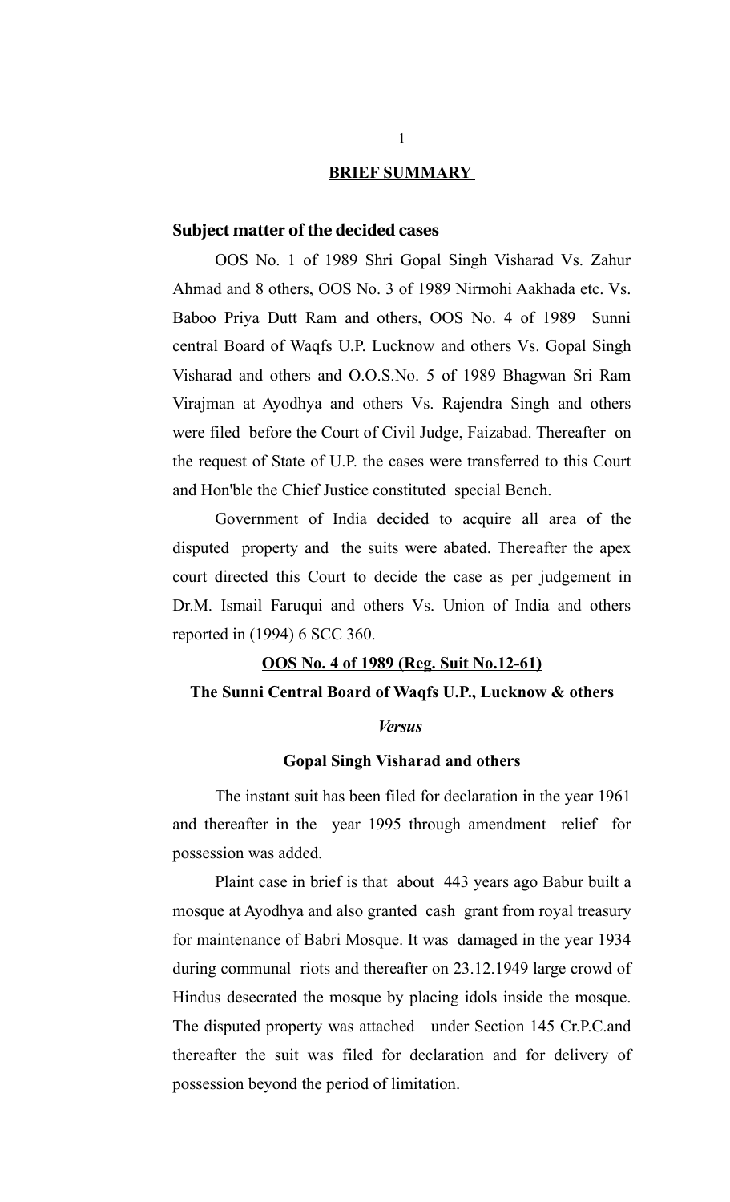## **BRIEF SUMMARY**

### Subject matter of the decided cases

OOS No. 1 of 1989 Shri Gopal Singh Visharad Vs. Zahur Ahmad and 8 others, OOS No. 3 of 1989 Nirmohi Aakhada etc. Vs. Baboo Priya Dutt Ram and others, OOS No. 4 of 1989 Sunni central Board of Waqfs U.P. Lucknow and others Vs. Gopal Singh Visharad and others and O.O.S.No. 5 of 1989 Bhagwan Sri Ram Virajman at Ayodhya and others Vs. Rajendra Singh and others were filed before the Court of Civil Judge, Faizabad. Thereafter on the request of State of U.P. the cases were transferred to this Court and Hon'ble the Chief Justice constituted special Bench.

Government of India decided to acquire all area of the disputed property and the suits were abated. Thereafter the apex court directed this Court to decide the case as per judgement in Dr.M. Ismail Faruqui and others Vs. Union of India and others reported in (1994) 6 SCC 360.

**OOS No. 4 of 1989 (Reg. Suit No.12-61)**

**The Sunni Central Board of Waqfs U.P., Lucknow & others**

***Versus***

**Gopal Singh Visharad and others**

The instant suit has been filed for declaration in the year 1961 and thereafter in the year 1995 through amendment relief for possession was added.

Plaint case in brief is that about 443 years ago Babur built a mosque at Ayodhya and also granted cash grant from royal treasury for maintenance of Babri Mosque. It was damaged in the year 1934 during communal riots and thereafter on 23.12.1949 large crowd of Hindus desecrated the mosque by placing idols inside the mosque. The disputed property was attached under Section 145 Cr.P.C.and thereafter the suit was filed for declaration and for delivery of possession beyond the period of limitation.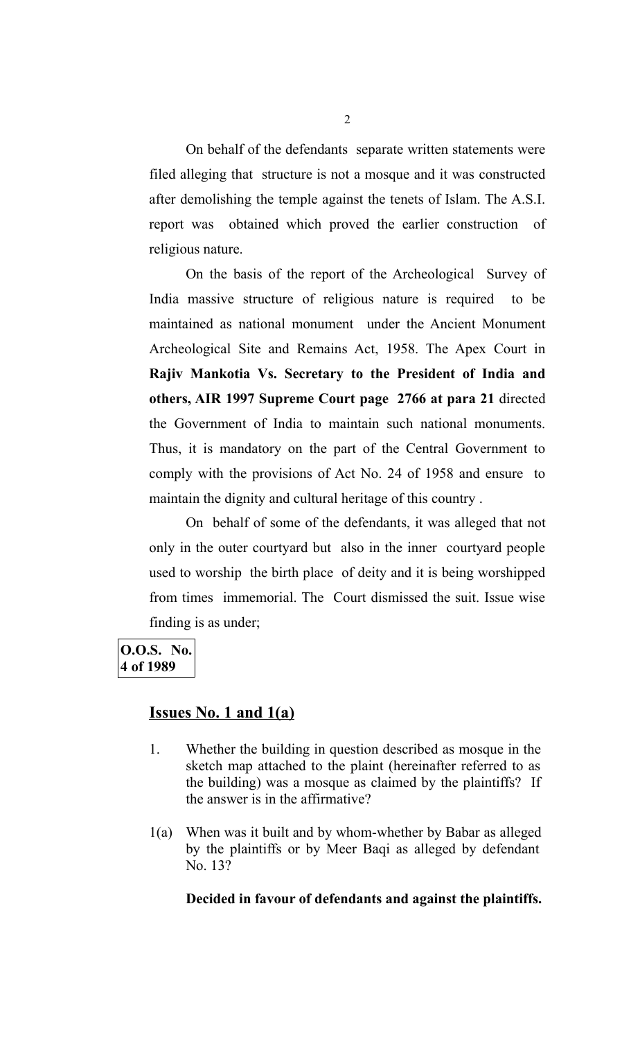On behalf of the defendants separate written statements were filed alleging that structure is not a mosque and it was constructed after demolishing the temple against the tenets of Islam. The A.S.I. report was obtained which proved the earlier construction of religious nature.

On the basis of the report of the Archeological Survey of India massive structure of religious nature is required to be maintained as national monument under the Ancient Monument Archeological Site and Remains Act, 1958. The Apex Court in **Rajiv Mankotia Vs. Secretary to the President of India and others, AIR 1997 Supreme Court page 2766 at para 21** directed the Government of India to maintain such national monuments. Thus, it is mandatory on the part of the Central Government to comply with the provisions of Act No. 24 of 1958 and ensure to maintain the dignity and cultural heritage of this country .

On behalf of some of the defendants, it was alleged that not only in the outer courtyard but also in the inner courtyard people used to worship the birth place of deity and it is being worshipped from times immemorial. The Court dismissed the suit. Issue wise finding is as under;

**O.O.S. No. 4 of 1989**

## Issues No. 1 and 1(a)

1. Whether the building in question described as mosque in the sketch map attached to the plaint (hereinafter referred to as the building) was a mosque as claimed by the plaintiffs? If the answer is in the affirmative?

1(a) When was it built and by whom-whether by Babar as alleged by the plaintiffs or by Meer Baqi as alleged by defendant No. 13?

**Decided in favour of defendants and against the plaintiffs.**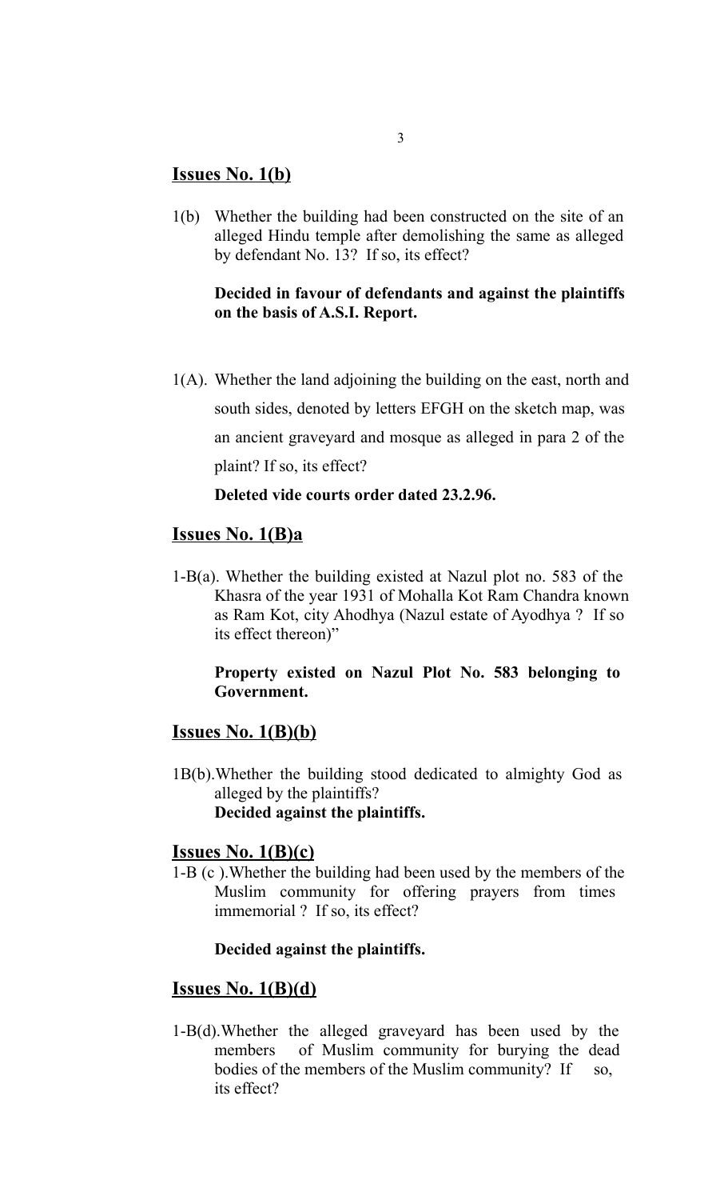## Issues No. 1(b)

1(b) Whether the building had been constructed on the site of an alleged Hindu temple after demolishing the same as alleged by defendant No. 13? If so, its effect?

**Decided in favour of defendants and against the plaintiffs on the basis of A.S.I. Report.**

1(A). Whether the land adjoining the building on the east, north and south sides, denoted by letters EFGH on the sketch map, was an ancient graveyard and mosque as alleged in para 2 of the plaint? If so, its effect?

**Deleted vide courts order dated 23.2.96.**

## Issues No. 1(B)a

1-B(a). Whether the building existed at Nazul plot no. 583 of the Khasra of the year 1931 of Mohalla Kot Ram Chandra known as Ram Kot, city Ahodhya (Nazul estate of Ayodhya ? If so its effect thereon)"

**Property existed on Nazul Plot No. 583 belonging to Government.**

## Issues No. 1(B)(b)

1B(b). Whether the building stood dedicated to almighty God as alleged by the plaintiffs?
**Decided against the plaintiffs.**

## Issues No. 1(B)(c)

1-B (c ). Whether the building had been used by the members of the Muslim community for offering prayers from times immemorial ? If so, its effect?

**Decided against the plaintiffs.**

## Issues No. 1(B)(d)

1-B(d). Whether the alleged graveyard has been used by the members of Muslim community for burying the dead bodies of the members of the Muslim community? If so, its effect?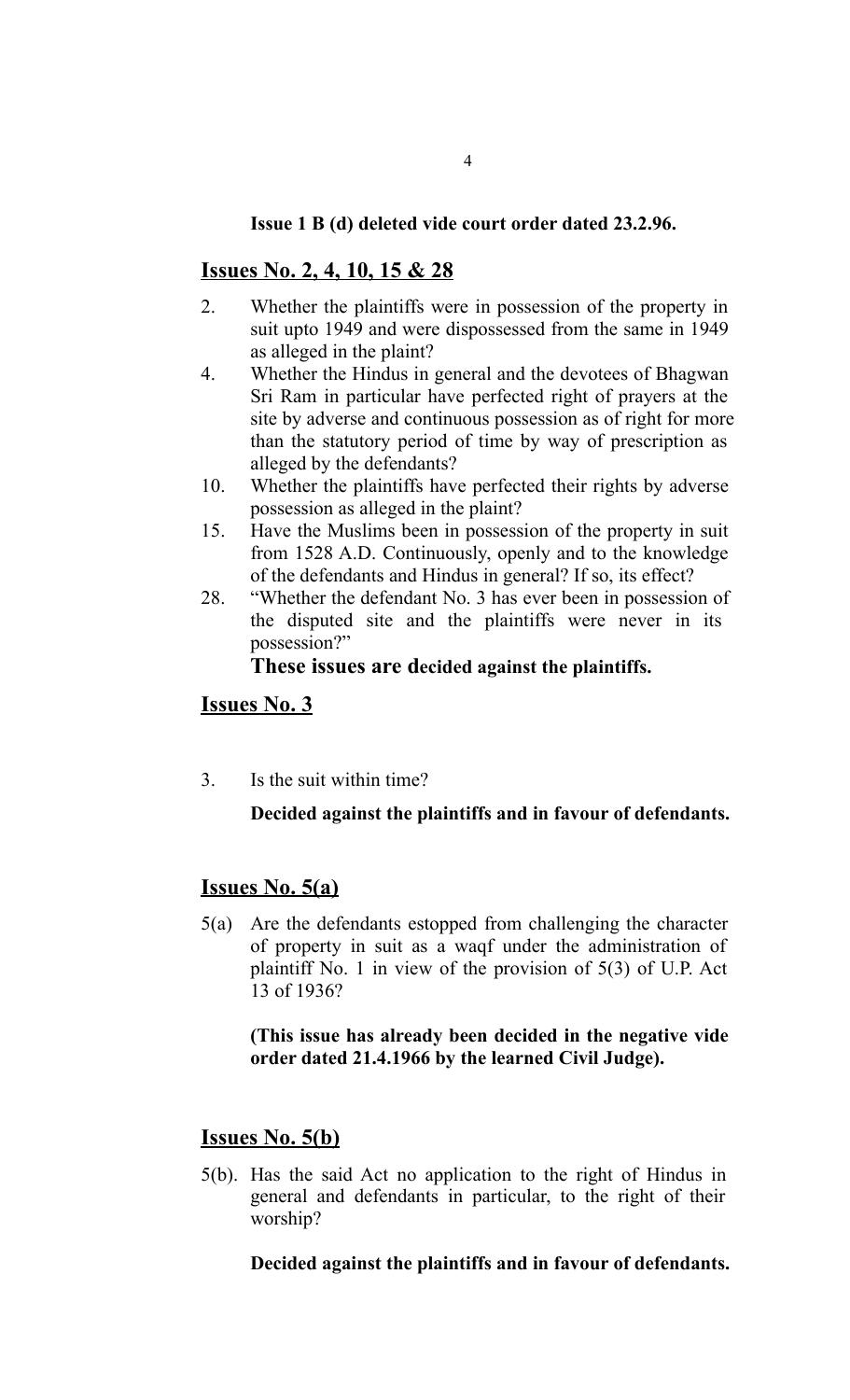**Issue 1 B (d) deleted vide court order dated 23.2.96.**

## Issues No. 2, 4, 10, 15 & 28

2. Whether the plaintiffs were in possession of the property in suit upto 1949 and were dispossessed from the same in 1949 as alleged in the plaint?
4. Whether the Hindus in general and the devotees of Bhagwan Sri Ram in particular have perfected right of prayers at the site by adverse and continuous possession as of right for more than the statutory period of time by way of prescription as alleged by the defendants?
10. Whether the plaintiffs have perfected their rights by adverse possession as alleged in the plaint?
15. Have the Muslims been in possession of the property in suit from 1528 A.D. Continuously, openly and to the knowledge of the defendants and Hindus in general? If so, its effect?
28. "Whether the defendant No. 3 has ever been in possession of the disputed site and the plaintiffs were never in its possession?"

**These issues are decided against the plaintiffs.**

## Issues No. 3

3. Is the suit within time?

**Decided against the plaintiffs and in favour of defendants.**

## Issues No. 5(a)

5(a) Are the defendants estopped from challenging the character of property in suit as a waqf under the administration of plaintiff No. 1 in view of the provision of 5(3) of U.P. Act 13 of 1936?

**(This issue has already been decided in the negative vide order dated 21.4.1966 by the learned Civil Judge).**

## Issues No. 5(b)

5(b). Has the said Act no application to the right of Hindus in general and defendants in particular, to the right of their worship?

**Decided against the plaintiffs and in favour of defendants.**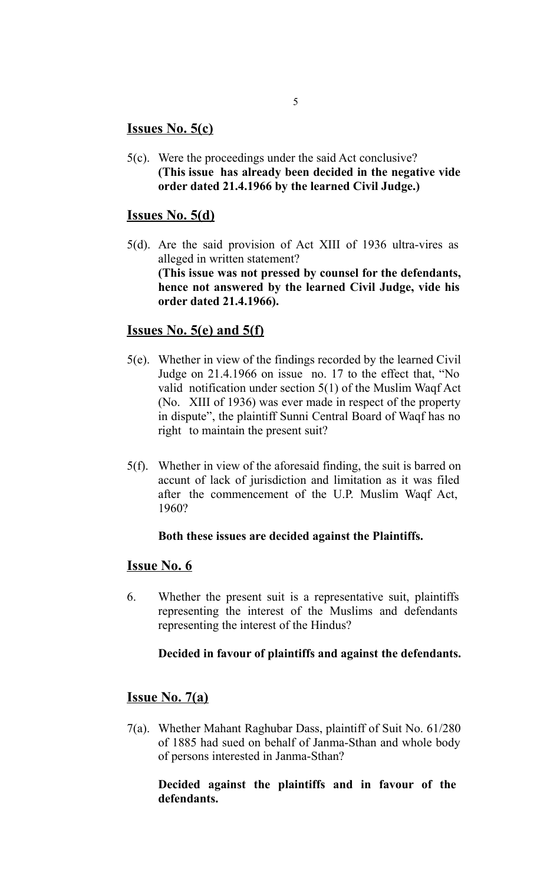## Issues No. 5(c)

5(c). Were the proceedings under the said Act conclusive?
**(This issue has already been decided in the negative vide order dated 21.4.1966 by the learned Civil Judge.)**

## Issues No. 5(d)

5(d). Are the said provision of Act XIII of 1936 ultra-vires as alleged in written statement?
**(This issue was not pressed by counsel for the defendants, hence not answered by the learned Civil Judge, vide his order dated 21.4.1966).**

## Issues No. 5(e) and 5(f)

5(e). Whether in view of the findings recorded by the learned Civil Judge on 21.4.1966 on issue no. 17 to the effect that, "No valid notification under section 5(1) of the Muslim Waqf Act (No. XIII of 1936) was ever made in respect of the property in dispute", the plaintiff Sunni Central Board of Waqf has no right to maintain the present suit?

5(f). Whether in view of the aforesaid finding, the suit is barred on accunt of lack of jurisdiction and limitation as it was filed after the commencement of the U.P. Muslim Waqf Act, 1960?

**Both these issues are decided against the Plaintiffs.**

## Issue No. 6

6. Whether the present suit is a representative suit, plaintiffs representing the interest of the Muslims and defendants representing the interest of the Hindus?

**Decided in favour of plaintiffs and against the defendants.**

## Issue No. 7(a)

7(a). Whether Mahant Raghubar Dass, plaintiff of Suit No. 61/280 of 1885 had sued on behalf of Janma-Sthan and whole body of persons interested in Janma-Sthan?

**Decided against the plaintiffs and in favour of the defendants.**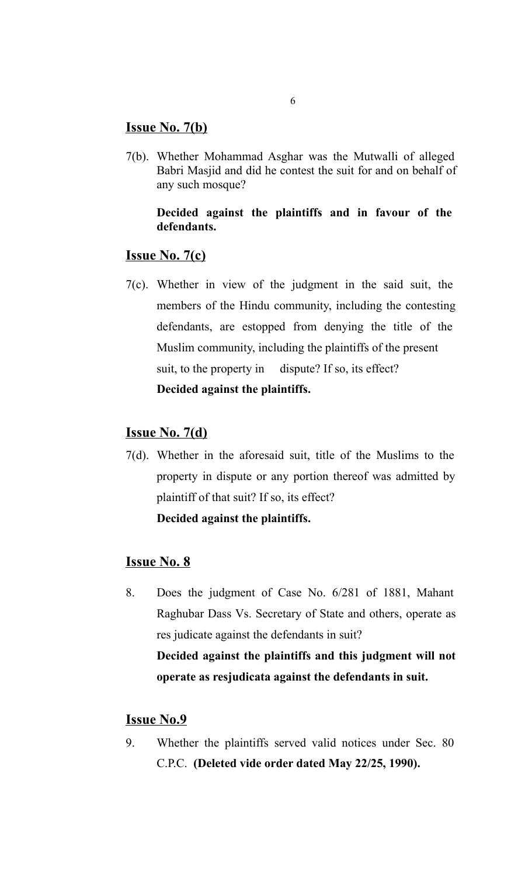**Issue No. 7(b)**

7(b). Whether Mohammad Asghar was the Mutwalli of alleged Babri Masjid and did he contest the suit for and on behalf of any such mosque?

**Decided against the plaintiffs and in favour of the defendants.**

**Issue No. 7(c)**

7(c). Whether in view of the judgment in the said suit, the members of the Hindu community, including the contesting defendants, are estopped from denying the title of the Muslim community, including the plaintiffs of the present suit, to the property in dispute? If so, its effect?

**Decided against the plaintiffs.**

**Issue No. 7(d)**

7(d). Whether in the aforesaid suit, title of the Muslims to the property in dispute or any portion thereof was admitted by plaintiff of that suit? If so, its effect?

**Decided against the plaintiffs.**

**Issue No. 8**

8. Does the judgment of Case No. 6/281 of 1881, Mahant Raghubar Dass Vs. Secretary of State and others, operate as res judicate against the defendants in suit?

**Decided against the plaintiffs and this judgment will not operate as resjudicata against the defendants in suit.**

**Issue No.9**

9. Whether the plaintiffs served valid notices under Sec. 80 C.P.C. **(Deleted vide order dated May 22/25, 1990).**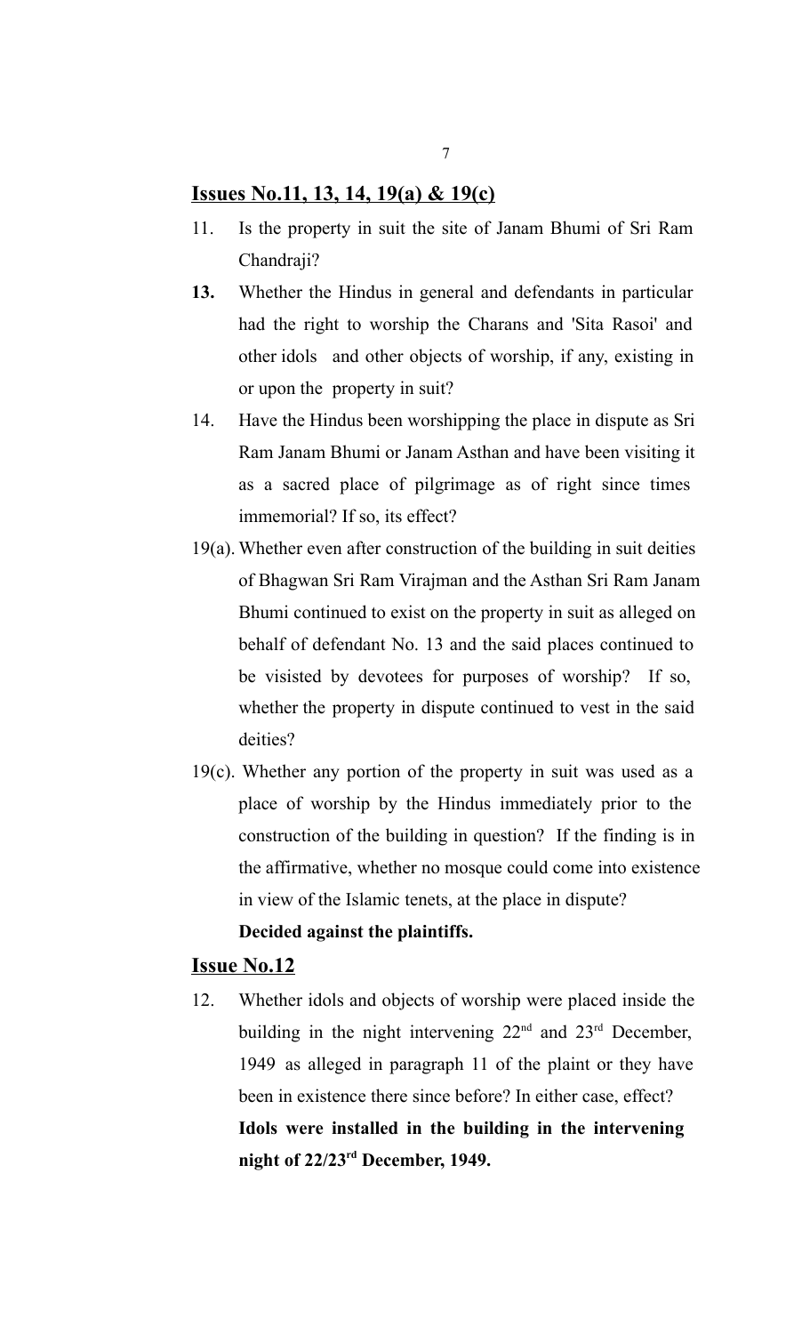**<u>Issues No.11, 13, 14, 19(a) & 19(c)</u>**

11. Is the property in suit the site of Janam Bhumi of Sri Ram Chandraji?

**13.** Whether the Hindus in general and defendants in particular had the right to worship the Charans and 'Sita Rasoi' and other idols and other objects of worship, if any, existing in or upon the property in suit?

14. Have the Hindus been worshipping the place in dispute as Sri Ram Janam Bhumi or Janam Asthan and have been visiting it as a sacred place of pilgrimage as of right since times immemorial? If so, its effect?

19(a). Whether even after construction of the building in suit deities of Bhagwan Sri Ram Virajman and the Asthan Sri Ram Janam Bhumi continued to exist on the property in suit as alleged on behalf of defendant No. 13 and the said places continued to be visisted by devotees for purposes of worship? If so, whether the property in dispute continued to vest in the said deities?

19(c). Whether any portion of the property in suit was used as a place of worship by the Hindus immediately prior to the construction of the building in question? If the finding is in the affirmative, whether no mosque could come into existence in view of the Islamic tenets, at the place in dispute?

**Decided against the plaintiffs.**

**<u>Issue No.12</u>**

12. Whether idols and objects of worship were placed inside the building in the night intervening 22nd and 23rd December, 1949 as alleged in paragraph 11 of the plaint or they have been in existence there since before? In either case, effect?

**Idols were installed in the building in the intervening night of 22/23rd December, 1949.**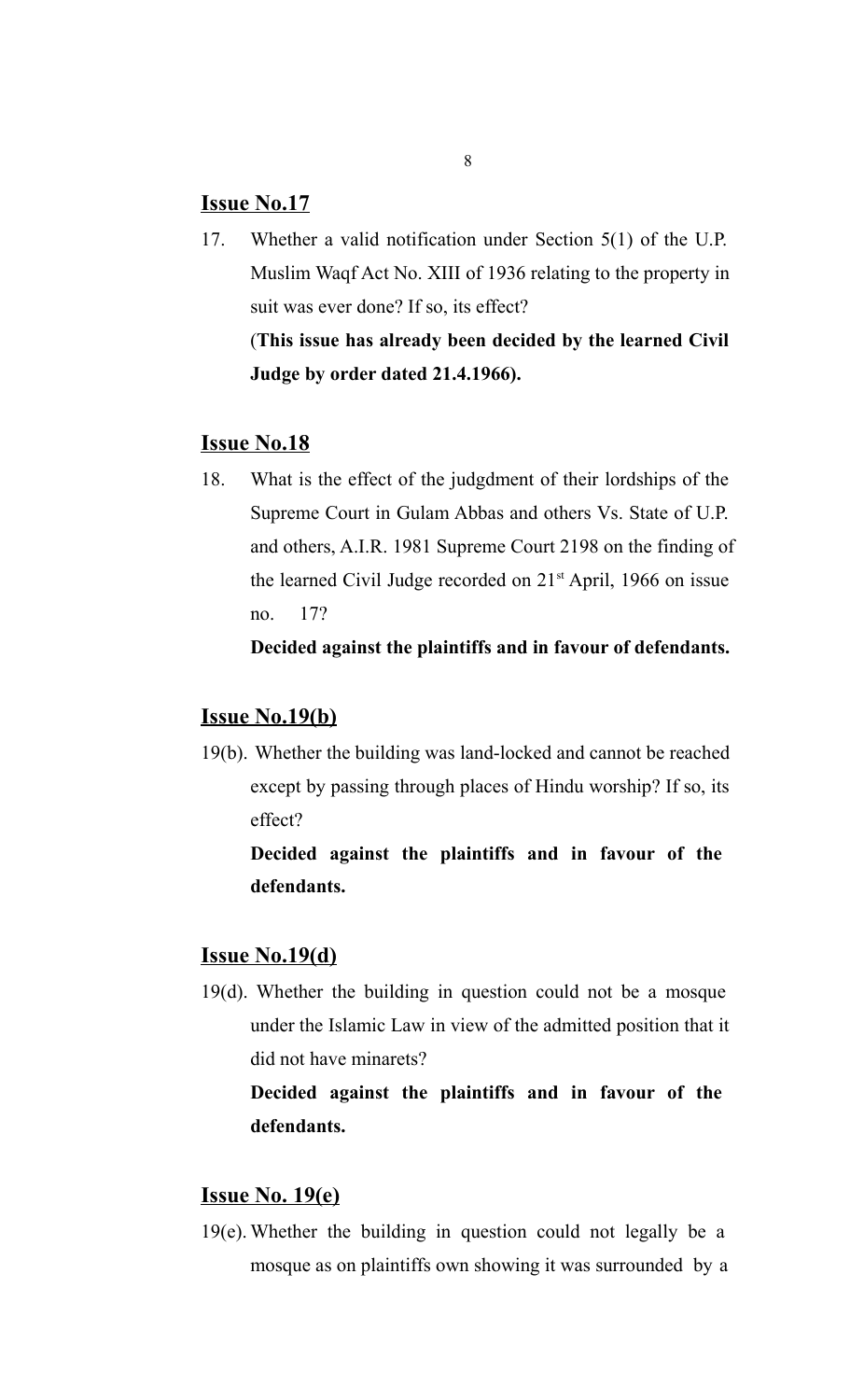**Issue No.17**

17. Whether a valid notification under Section 5(1) of the U.P. Muslim Waqf Act No. XIII of 1936 relating to the property in suit was ever done? If so, its effect?

(**This issue has already been decided by the learned Civil Judge by order dated 21.4.1966).**

**Issue No.18**

18. What is the effect of the judgment of their lordships of the Supreme Court in Gulam Abbas and others Vs. State of U.P. and others, A.I.R. 1981 Supreme Court 2198 on the finding of the learned Civil Judge recorded on 21st April, 1966 on issue no. 17?

**Decided against the plaintiffs and in favour of defendants.**

**Issue No.19(b)**

19(b). Whether the building was land-locked and cannot be reached except by passing through places of Hindu worship? If so, its effect?

**Decided against the plaintiffs and in favour of the defendants.**

**Issue No.19(d)**

19(d). Whether the building in question could not be a mosque under the Islamic Law in view of the admitted position that it did not have minarets?

**Decided against the plaintiffs and in favour of the defendants.**

**Issue No. 19(e)**

19(e). Whether the building in question could not legally be a mosque as on plaintiffs own showing it was surrounded by a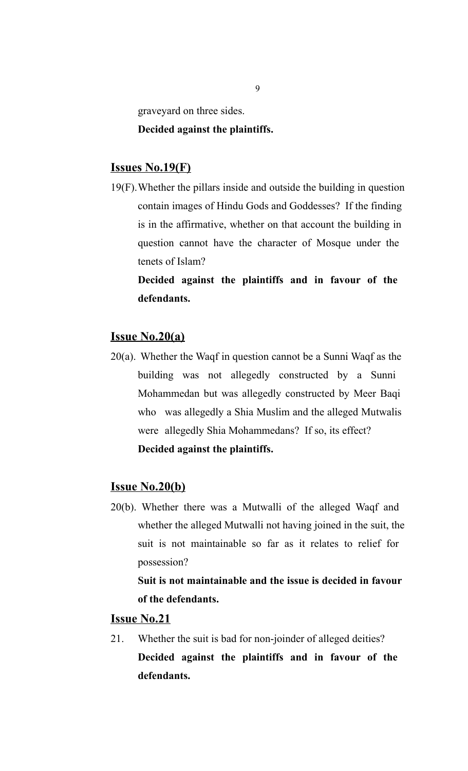graveyard on three sides.

**Decided against the plaintiffs.**

## Issues No.19(F)

19(F). Whether the pillars inside and outside the building in question contain images of Hindu Gods and Goddesses? If the finding is in the affirmative, whether on that account the building in question cannot have the character of Mosque under the tenets of Islam?

**Decided against the plaintiffs and in favour of the defendants.**

## Issue No.20(a)

20(a). Whether the Waqf in question cannot be a Sunni Waqf as the building was not allegedly constructed by a Sunni Mohammedan but was allegedly constructed by Meer Baqi who was allegedly a Shia Muslim and the alleged Mutwalis were allegedly Shia Mohammedans? If so, its effect?

**Decided against the plaintiffs.**

## Issue No.20(b)

20(b). Whether there was a Mutwalli of the alleged Waqf and whether the alleged Mutwalli not having joined in the suit, the suit is not maintainable so far as it relates to relief for possession?

**Suit is not maintainable and the issue is decided in favour of the defendants.**

## Issue No.21

21. Whether the suit is bad for non-joinder of alleged deities?

**Decided against the plaintiffs and in favour of the defendants.**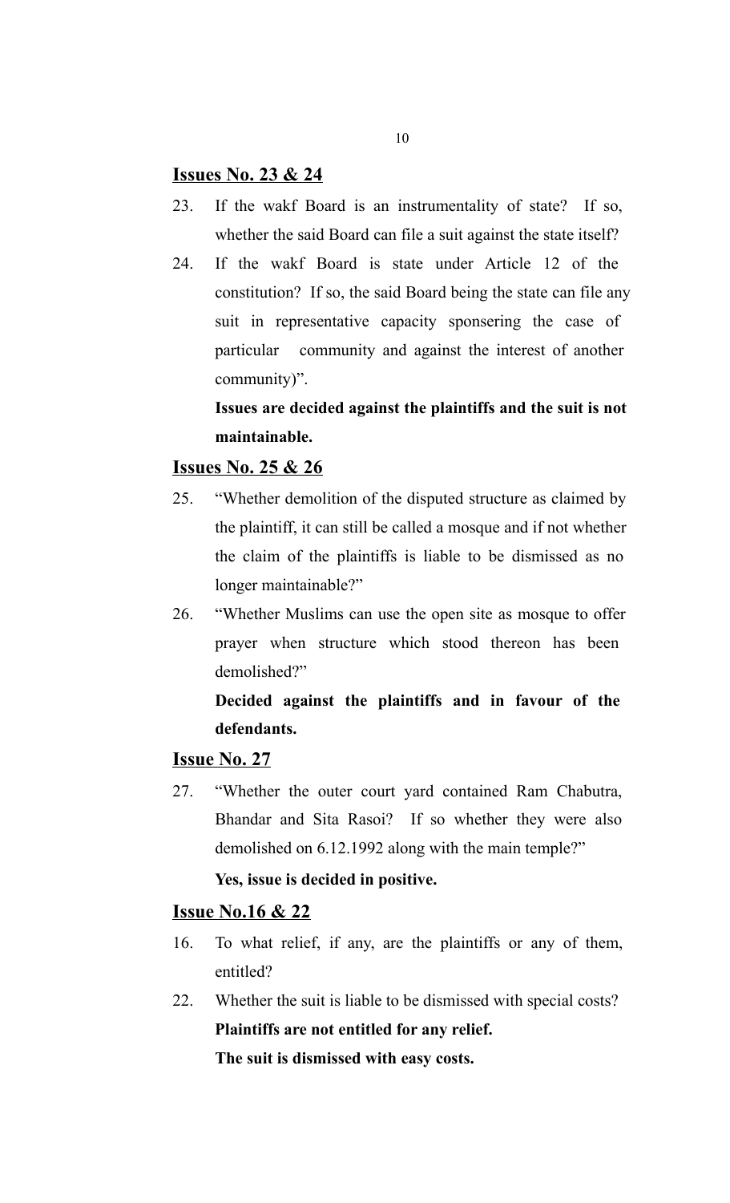**Issues No. 23 & 24**

23. If the wakf Board is an instrumentality of state? If so, whether the said Board can file a suit against the state itself?

24. If the wakf Board is state under Article 12 of the constitution? If so, the said Board being the state can file any suit in representative capacity sponsering the case of particular community and against the interest of another community)".

**Issues are decided against the plaintiffs and the suit is not maintainable.**

**Issues No. 25 & 26**

25. "Whether demolition of the disputed structure as claimed by the plaintiff, it can still be called a mosque and if not whether the claim of the plaintiffs is liable to be dismissed as no longer maintainable?"

26. "Whether Muslims can use the open site as mosque to offer prayer when structure which stood thereon has been demolished?"

**Decided against the plaintiffs and in favour of the defendants.**

**Issue No. 27**

27. "Whether the outer court yard contained Ram Chabutra, Bhandar and Sita Rasoi? If so whether they were also demolished on 6.12.1992 along with the main temple?"

**Yes, issue is decided in positive.**

**Issue No.16 & 22**

16. To what relief, if any, are the plaintiffs or any of them, entitled?

22. Whether the suit is liable to be dismissed with special costs?

**Plaintiffs are not entitled for any relief.**

**The suit is dismissed with easy costs.**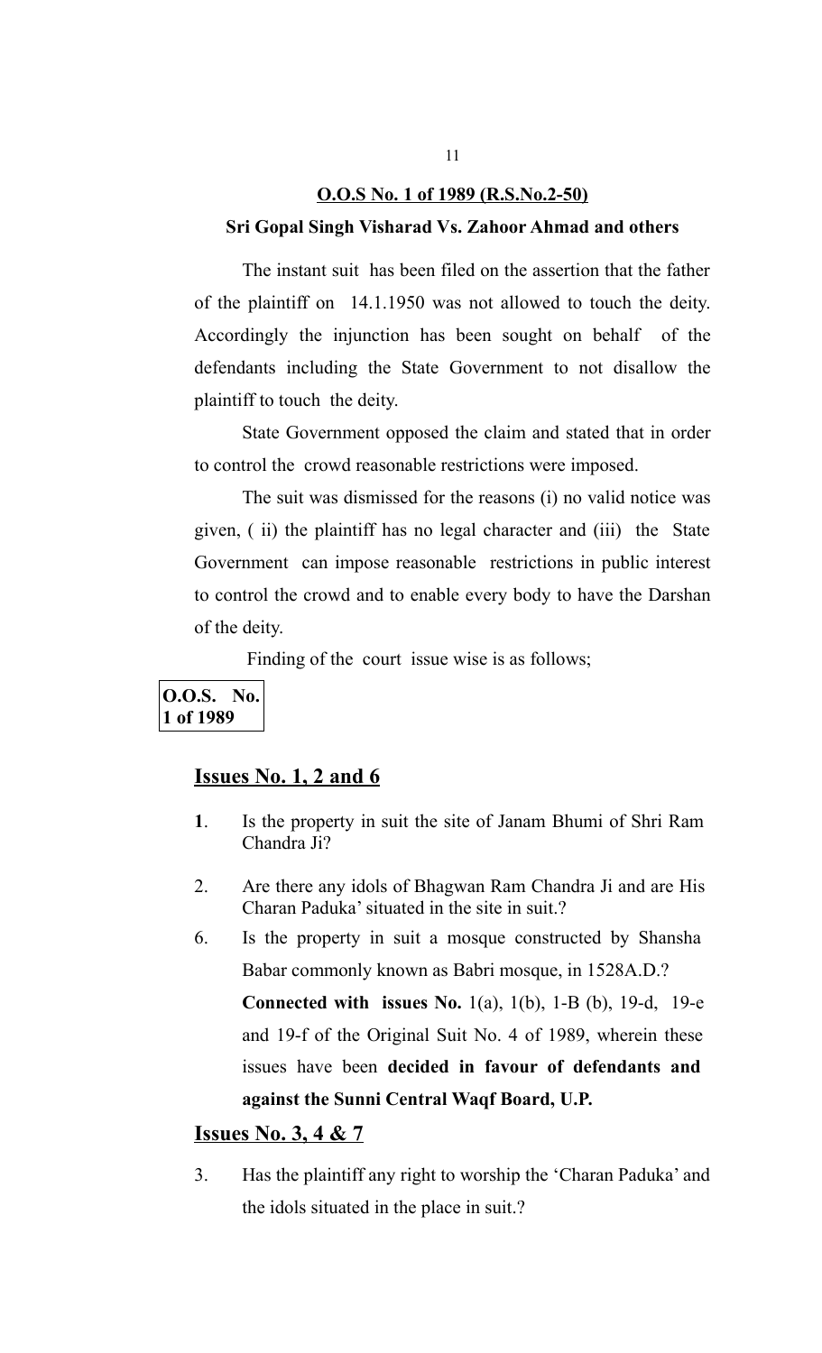**O.O.S No. 1 of 1989 (R.S.No.2-50)**

**Sri Gopal Singh Visharad Vs. Zahoor Ahmad and others**

The instant suit has been filed on the assertion that the father of the plaintiff on 14.1.1950 was not allowed to touch the deity. Accordingly the injunction has been sought on behalf of the defendants including the State Government to not disallow the plaintiff to touch the deity.

State Government opposed the claim and stated that in order to control the crowd reasonable restrictions were imposed.

The suit was dismissed for the reasons (i) no valid notice was given, ( ii) the plaintiff has no legal character and (iii) the State Government can impose reasonable restrictions in public interest to control the crowd and to enable every body to have the Darshan of the deity.

Finding of the court issue wise is as follows;

**O.O.S. No. 1 of 1989**

## Issues No. 1, 2 and 6

**1**. Is the property in suit the site of Janam Bhumi of Shri Ram Chandra Ji?

2. Are there any idols of Bhagwan Ram Chandra Ji and are His Charan Paduka' situated in the site in suit.?

6. Is the property in suit a mosque constructed by Shansha Babar commonly known as Babri mosque, in 1528A.D.?

**Connected with issues No.** 1(a), 1(b), 1-B (b), 19-d, 19-e and 19-f of the Original Suit No. 4 of 1989, wherein these issues have been **decided in favour of defendants and against the Sunni Central Waqf Board, U.P.**

## Issues No. 3, 4 & 7

3. Has the plaintiff any right to worship the 'Charan Paduka' and the idols situated in the place in suit.?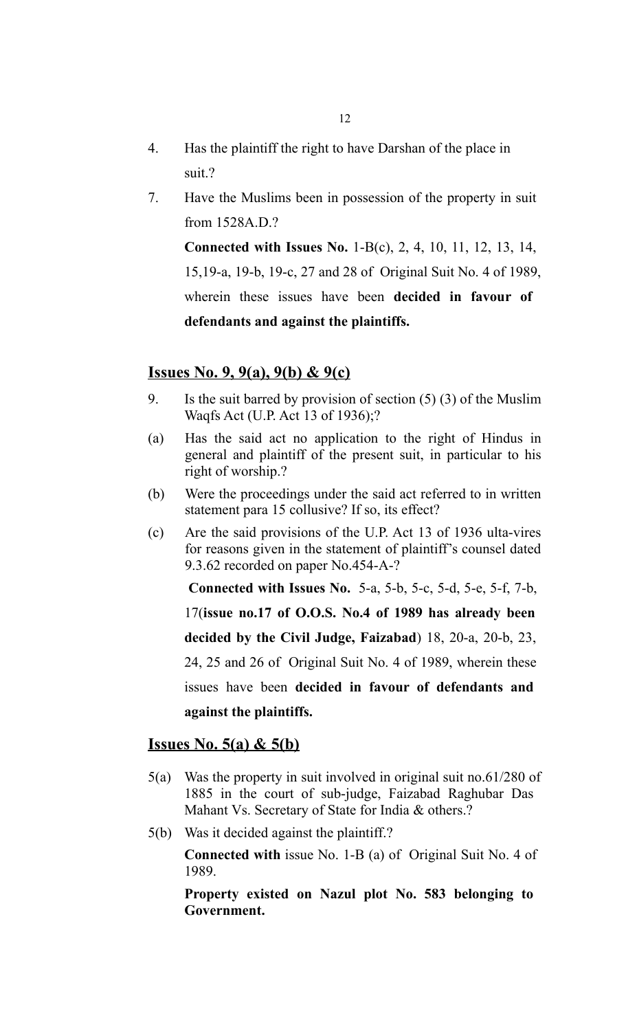4. Has the plaintiff the right to have Darshan of the place in suit.?

7. Have the Muslims been in possession of the property in suit from 1528A.D.?

   **Connected with Issues No.** 1-B(c), 2, 4, 10, 11, 12, 13, 14, 15,19-a, 19-b, 19-c, 27 and 28 of Original Suit No. 4 of 1989, wherein these issues have been **decided in favour of defendants and against the plaintiffs.**

## Issues No. 9, 9(a), 9(b) & 9(c)

9. Is the suit barred by provision of section (5) (3) of the Muslim Waqfs Act (U.P. Act 13 of 1936);?

(a) Has the said act no application to the right of Hindus in general and plaintiff of the present suit, in particular to his right of worship.?

(b) Were the proceedings under the said act referred to in written statement para 15 collusive? If so, its effect?

(c) Are the said provisions of the U.P. Act 13 of 1936 ulta-vires for reasons given in the statement of plaintiff's counsel dated 9.3.62 recorded on paper No.454-A-?

   **Connected with Issues No.** 5-a, 5-b, 5-c, 5-d, 5-e, 5-f, 7-b, 17(**issue no.17 of O.O.S. No.4 of 1989 has already been decided by the Civil Judge, Faizabad**) 18, 20-a, 20-b, 23, 24, 25 and 26 of Original Suit No. 4 of 1989, wherein these issues have been **decided in favour of defendants and against the plaintiffs.**

## Issues No. 5(a) & 5(b)

5(a) Was the property in suit involved in original suit no.61/280 of 1885 in the court of sub-judge, Faizabad Raghubar Das Mahant Vs. Secretary of State for India & others.?

5(b) Was it decided against the plaintiff.?

   **Connected with** issue No. 1-B (a) of Original Suit No. 4 of 1989.

   **Property existed on Nazul plot No. 583 belonging to Government.**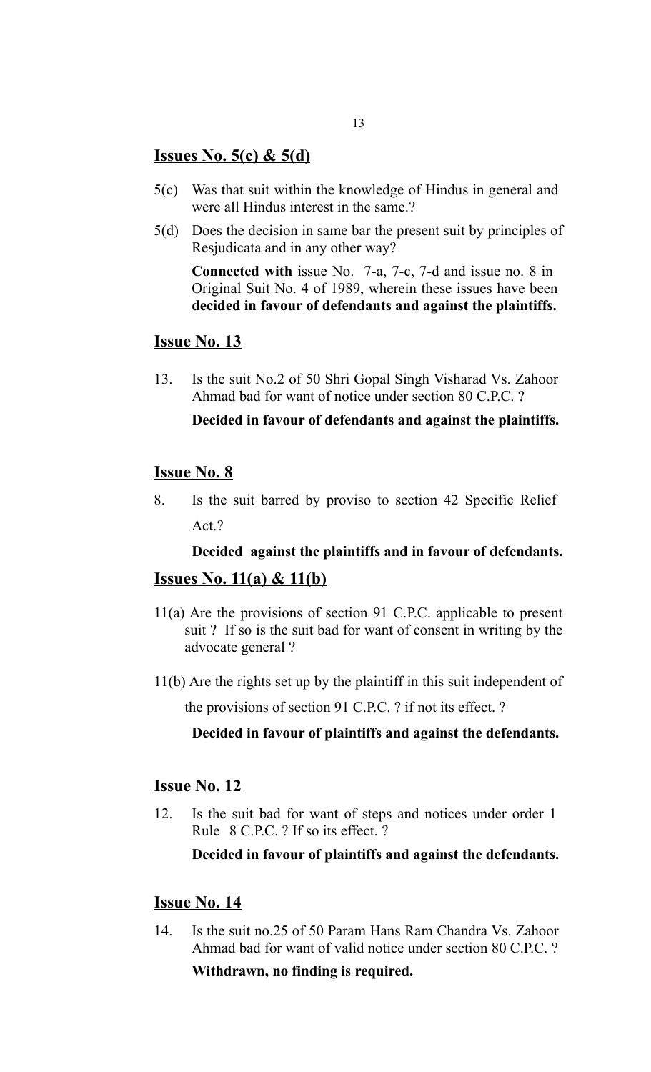## Issues No. 5(c) & 5(d)

5(c) Was that suit within the knowledge of Hindus in general and were all Hindus interest in the same.?

5(d) Does the decision in same bar the present suit by principles of Resjudicata and in any other way?

**Connected with** issue No. 7-a, 7-c, 7-d and issue no. 8 in Original Suit No. 4 of 1989, wherein these issues have been **decided in favour of defendants and against the plaintiffs.**

## Issue No. 13

13. Is the suit No.2 of 50 Shri Gopal Singh Visharad Vs. Zahoor Ahmad bad for want of notice under section 80 C.P.C. ?

**Decided in favour of defendants and against the plaintiffs.**

## Issue No. 8

8. Is the suit barred by proviso to section 42 Specific Relief Act.?

**Decided against the plaintiffs and in favour of defendants.**

## Issues No. 11(a) & 11(b)

11(a) Are the provisions of section 91 C.P.C. applicable to present suit ? If so is the suit bad for want of consent in writing by the advocate general ?

11(b) Are the rights set up by the plaintiff in this suit independent of the provisions of section 91 C.P.C. ? if not its effect. ?

**Decided in favour of plaintiffs and against the defendants.**

## Issue No. 12

12. Is the suit bad for want of steps and notices under order 1 Rule 8 C.P.C. ? If so its effect. ?

**Decided in favour of plaintiffs and against the defendants.**

## Issue No. 14

14. Is the suit no.25 of 50 Param Hans Ram Chandra Vs. Zahoor Ahmad bad for want of valid notice under section 80 C.P.C. ?

**Withdrawn, no finding is required.**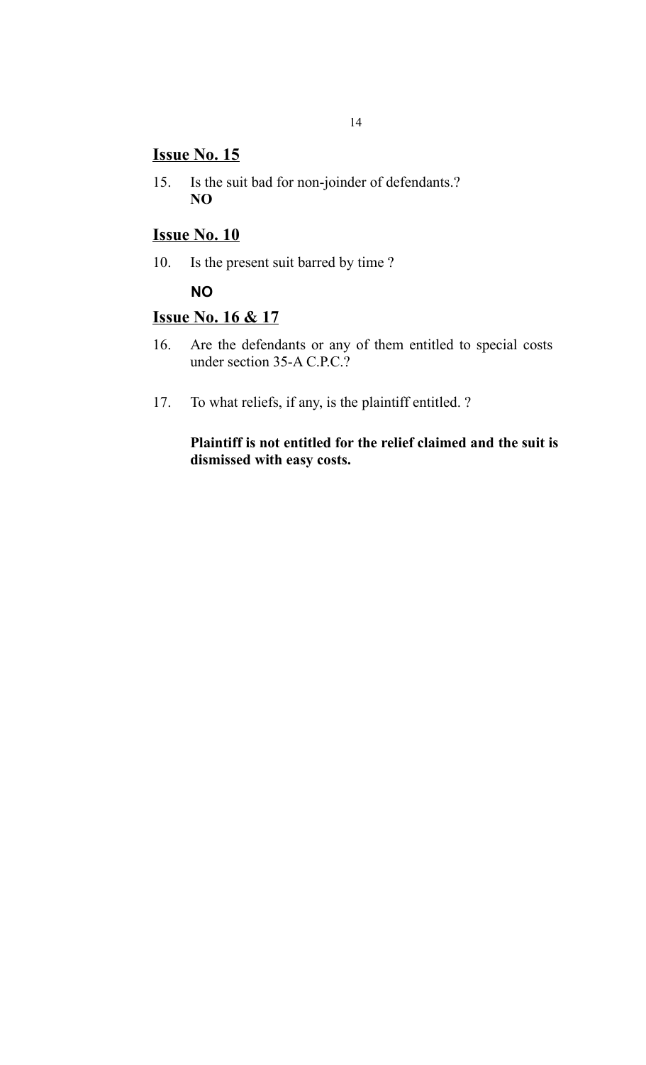## Issue No. 15

15. Is the suit bad for non-joinder of defendants.?
**NO**

## Issue No. 10

10. Is the present suit barred by time ?

**NO**

## Issue No. 16 & 17

16. Are the defendants or any of them entitled to special costs under section 35-A C.P.C.?

17. To what reliefs, if any, is the plaintiff entitled. ?

**Plaintiff is not entitled for the relief claimed and the suit is dismissed with easy costs.**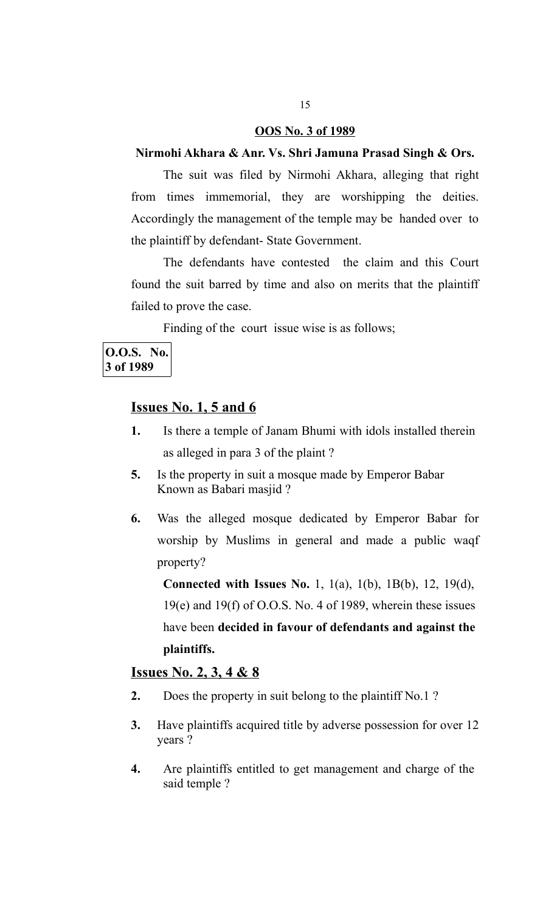**OOS No. 3 of 1989**

**Nirmohi Akhara & Anr. Vs. Shri Jamuna Prasad Singh & Ors.**

The suit was filed by Nirmohi Akhara, alleging that right from times immemorial, they are worshipping the deities. Accordingly the management of the temple may be handed over to the plaintiff by defendant- State Government.

The defendants have contested the claim and this Court found the suit barred by time and also on merits that the plaintiff failed to prove the case.

Finding of the court issue wise is as follows;

**O.O.S. No. 3 of 1989**

## Issues No. 1, 5 and 6

1. Is there a temple of Janam Bhumi with idols installed therein as alleged in para 3 of the plaint ?
5. Is the property in suit a mosque made by Emperor Babar Known as Babari masjid ?
6. Was the alleged mosque dedicated by Emperor Babar for worship by Muslims in general and made a public waqf property?

**Connected with Issues No.** 1, 1(a), 1(b), 1B(b), 12, 19(d), 19(e) and 19(f) of O.O.S. No. 4 of 1989, wherein these issues have been **decided in favour of defendants and against the plaintiffs.**

## Issues No. 2, 3, 4 & 8

2. Does the property in suit belong to the plaintiff No.1 ?
3. Have plaintiffs acquired title by adverse possession for over 12 years ?
4. Are plaintiffs entitled to get management and charge of the said temple ?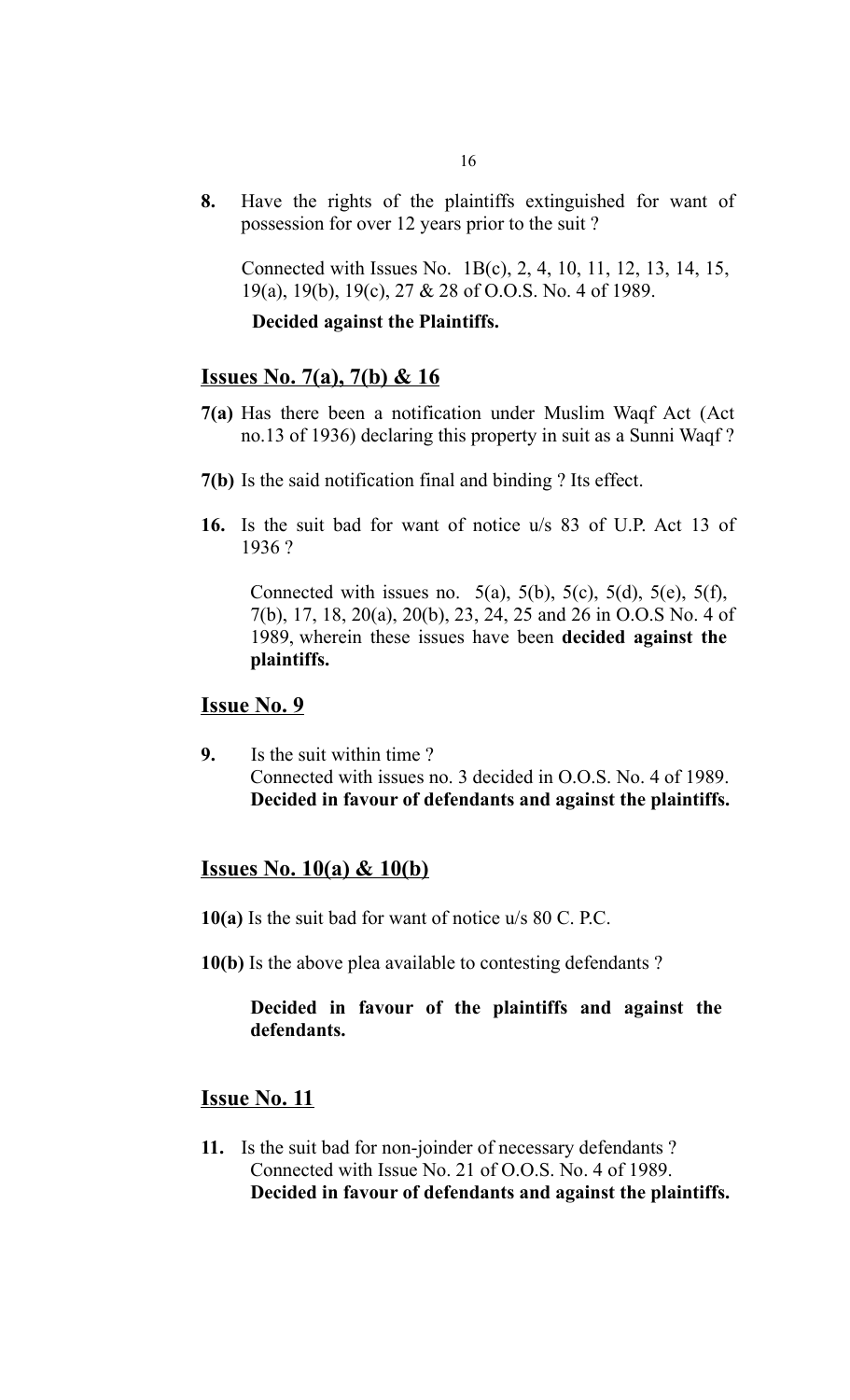**8.** Have the rights of the plaintiffs extinguished for want of possession for over 12 years prior to the suit ?

Connected with Issues No. 1B(c), 2, 4, 10, 11, 12, 13, 14, 15, 19(a), 19(b), 19(c), 27 & 28 of O.O.S. No. 4 of 1989.

**Decided against the Plaintiffs.**

## Issues No. 7(a), 7(b) & 16

**7(a)** Has there been a notification under Muslim Waqf Act (Act no.13 of 1936) declaring this property in suit as a Sunni Waqf ?

**7(b)** Is the said notification final and binding ? Its effect.

**16.** Is the suit bad for want of notice u/s 83 of U.P. Act 13 of 1936 ?

Connected with issues no. 5(a), 5(b), 5(c), 5(d), 5(e), 5(f), 7(b), 17, 18, 20(a), 20(b), 23, 24, 25 and 26 in O.O.S No. 4 of 1989, wherein these issues have been **decided against the plaintiffs.**

## Issue No. 9

**9.** Is the suit within time ?
Connected with issues no. 3 decided in O.O.S. No. 4 of 1989.
**Decided in favour of defendants and against the plaintiffs.**

## Issues No. 10(a) & 10(b)

**10(a)** Is the suit bad for want of notice u/s 80 C. P.C.

**10(b)** Is the above plea available to contesting defendants ?

**Decided in favour of the plaintiffs and against the defendants.**

## Issue No. 11

**11.** Is the suit bad for non-joinder of necessary defendants ?
Connected with Issue No. 21 of O.O.S. No. 4 of 1989.
**Decided in favour of defendants and against the plaintiffs.**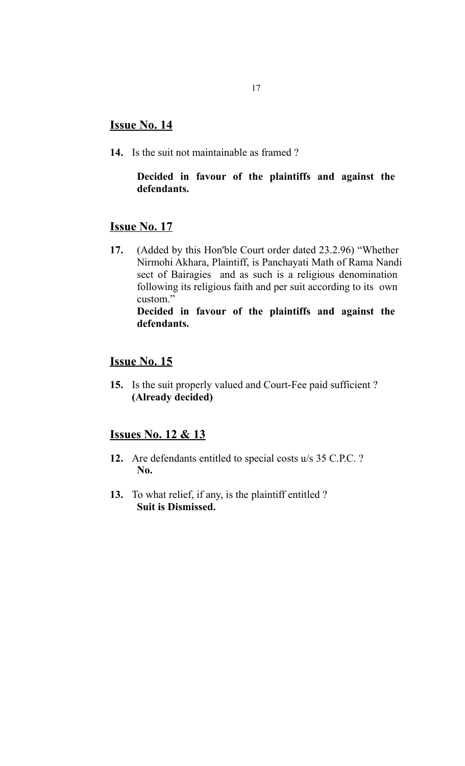## Issue No. 14

**14.** Is the suit not maintainable as framed ?

**Decided in favour of the plaintiffs and against the defendants.**

## Issue No. 17

**17.** (Added by this Hon'ble Court order dated 23.2.96) “Whether Nirmohi Akhara, Plaintiff, is Panchayati Math of Rama Nandi sect of Bairagies and as such is a religious denomination following its religious faith and per suit according to its own custom.”

**Decided in favour of the plaintiffs and against the defendants.**

## Issue No. 15

**15.** Is the suit properly valued and Court-Fee paid sufficient ?
**(Already decided)**

## Issues No. 12 & 13

**12.** Are defendants entitled to special costs u/s 35 C.P.C. ?
**No.**

**13.** To what relief, if any, is the plaintiff entitled ?
**Suit is Dismissed.**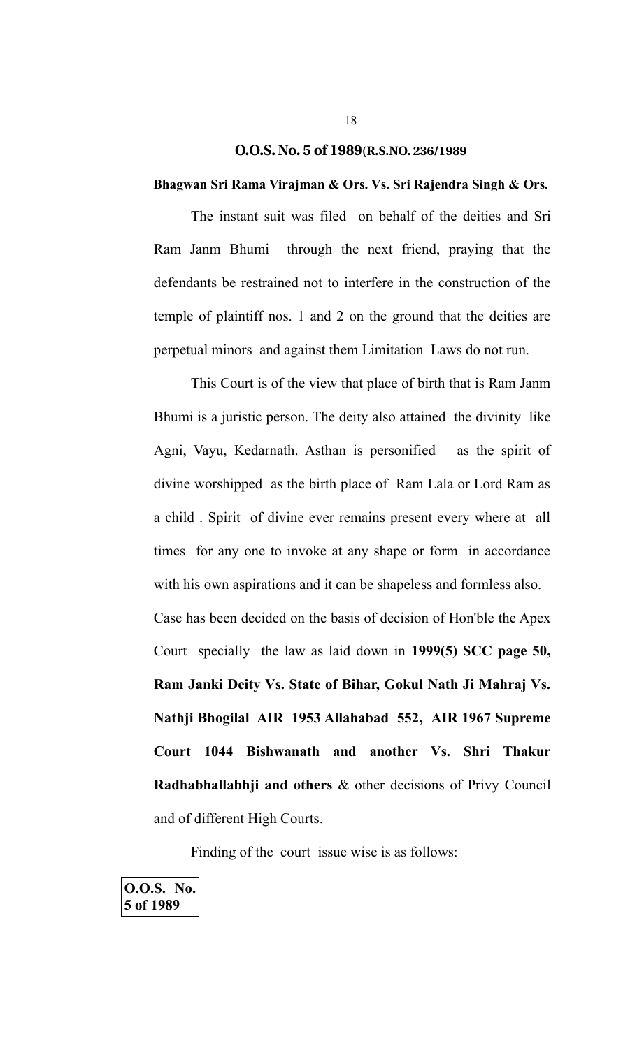## **O.O.S. No. 5 of 1989(R.S.NO. 236/1989**

**Bhagwan Sri Rama Virajman & Ors. Vs. Sri Rajendra Singh & Ors.**

The instant suit was filed on behalf of the deities and Sri Ram Janm Bhumi through the next friend, praying that the defendants be restrained not to interfere in the construction of the temple of plaintiff nos. 1 and 2 on the ground that the deities are perpetual minors and against them Limitation Laws do not run.

This Court is of the view that place of birth that is Ram Janm Bhumi is a juristic person. The deity also attained the divinity like Agni, Vayu, Kedarnath. Asthan is personified as the spirit of divine worshipped as the birth place of Ram Lala or Lord Ram as a child . Spirit of divine ever remains present every where at all times for any one to invoke at any shape or form in accordance with his own aspirations and it can be shapeless and formless also. Case has been decided on the basis of decision of Hon'ble the Apex Court specially the law as laid down in **1999(5) SCC page 50, Ram Janki Deity Vs. State of Bihar, Gokul Nath Ji Mahraj Vs. Nathji Bhogilal AIR 1953 Allahabad 552, AIR 1967 Supreme Court 1044 Bishwanath and another Vs. Shri Thakur Radhabhallabhji and others** & other decisions of Privy Council and of different High Courts.

Finding of the court issue wise is as follows:

**O.O.S. No. 5 of 1989**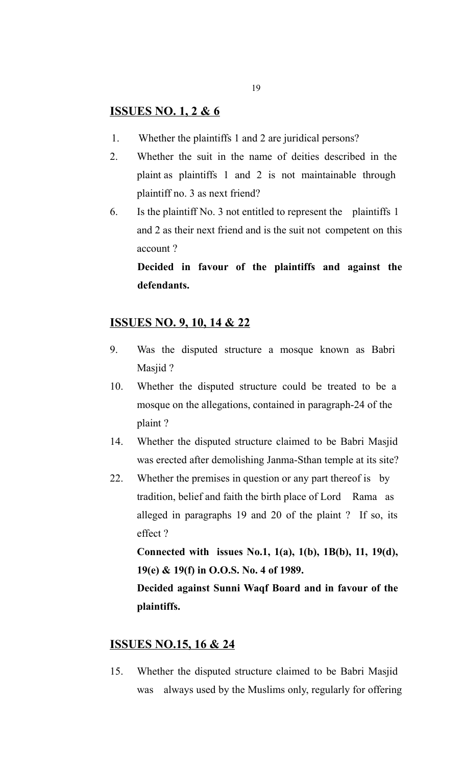## ISSUES NO. 1, 2 & 6

1. Whether the plaintiffs 1 and 2 are juridical persons?
2. Whether the suit in the name of deities described in the plaint as plaintiffs 1 and 2 is not maintainable through plaintiff no. 3 as next friend?
6. Is the plaintiff No. 3 not entitled to represent the plaintiffs 1 and 2 as their next friend and is the suit not competent on this account ?

   **Decided in favour of the plaintiffs and against the defendants.**

## ISSUES NO. 9, 10, 14 & 22

9. Was the disputed structure a mosque known as Babri Masjid ?
10. Whether the disputed structure could be treated to be a mosque on the allegations, contained in paragraph-24 of the plaint ?
14. Whether the disputed structure claimed to be Babri Masjid was erected after demolishing Janma-Sthan temple at its site?
22. Whether the premises in question or any part thereof is by tradition, belief and faith the birth place of Lord Rama as alleged in paragraphs 19 and 20 of the plaint ? If so, its effect ?

   **Connected with issues No.1, 1(a), 1(b), 1B(b), 11, 19(d), 19(e) & 19(f) in O.O.S. No. 4 of 1989.**

   **Decided against Sunni Waqf Board and in favour of the plaintiffs.**

## ISSUES NO.15, 16 & 24

15. Whether the disputed structure claimed to be Babri Masjid was always used by the Muslims only, regularly for offering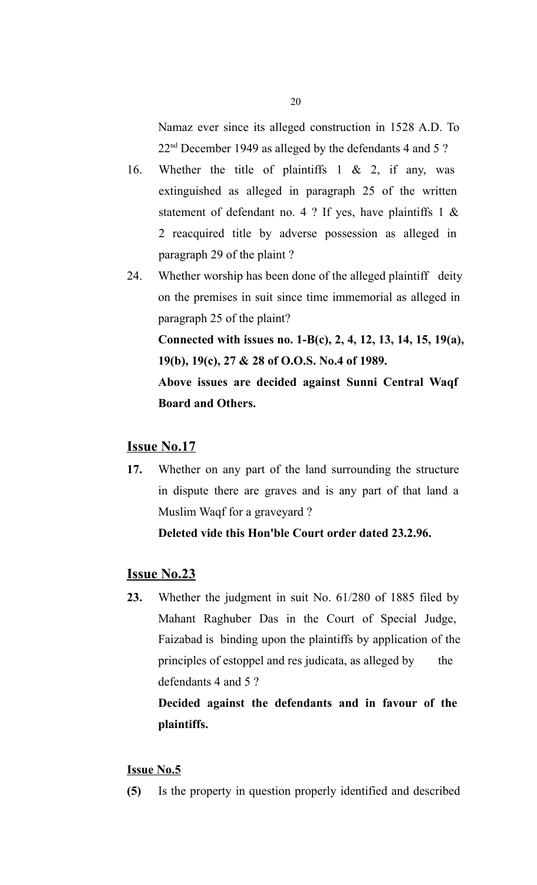Namaz ever since its alleged construction in 1528 A.D. To 22[nd] December 1949 as alleged by the defendants 4 and 5 ?

16. Whether the title of plaintiffs 1 & 2, if any, was extinguished as alleged in paragraph 25 of the written statement of defendant no. 4 ? If yes, have plaintiffs 1 & 2 reacquired title by adverse possession as alleged in paragraph 29 of the plaint ?

24. Whether worship has been done of the alleged plaintiff deity on the premises in suit since time immemorial as alleged in paragraph 25 of the plaint?

**Connected with issues no. 1-B(c), 2, 4, 12, 13, 14, 15, 19(a), 19(b), 19(c), 27 & 28 of O.O.S. No.4 of 1989.**

**Above issues are decided against Sunni Central Waqf Board and Others.**

## Issue No.17

**17.** Whether on any part of the land surrounding the structure in dispute there are graves and is any part of that land a Muslim Waqf for a graveyard ?

**Deleted vide this Hon'ble Court order dated 23.2.96.**

## Issue No.23

**23.** Whether the judgment in suit No. 61/280 of 1885 filed by Mahant Raghuber Das in the Court of Special Judge, Faizabad is binding upon the plaintiffs by application of the principles of estoppel and res judicata, as alleged by the defendants 4 and 5 ?

**Decided against the defendants and in favour of the plaintiffs.**

### Issue No.5

**(5)** Is the property in question properly identified and described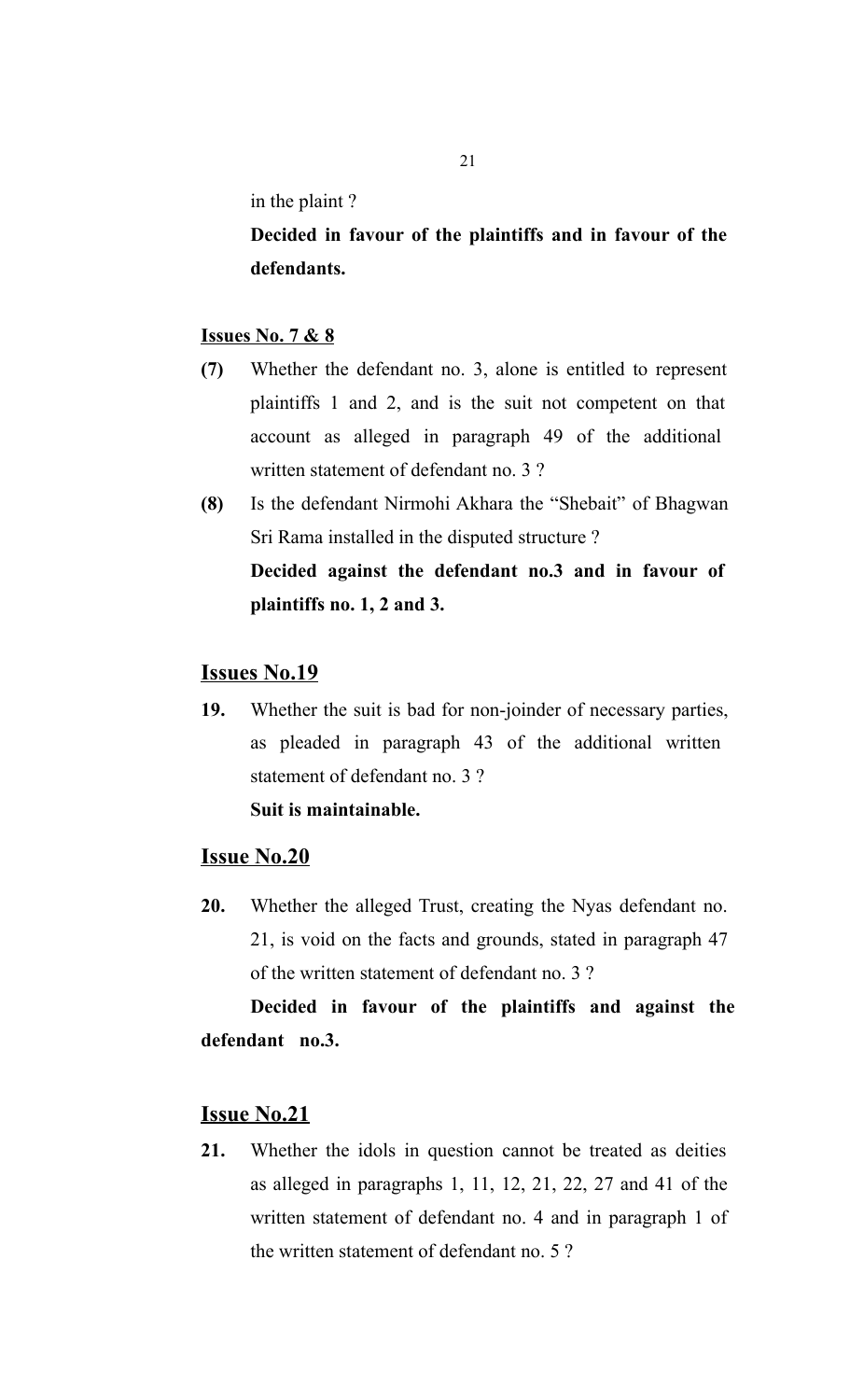in the plaint ?

**Decided in favour of the plaintiffs and in favour of the defendants.**

**<u>Issues No. 7 & 8</u>**

**(7)** Whether the defendant no. 3, alone is entitled to represent plaintiffs 1 and 2, and is the suit not competent on that account as alleged in paragraph 49 of the additional written statement of defendant no. 3 ?

**(8)** Is the defendant Nirmohi Akhara the "Shebait" of Bhagwan Sri Rama installed in the disputed structure ?

**Decided against the defendant no.3 and in favour of plaintiffs no. 1, 2 and 3.**

## <u>Issues No.19</u>

**19.** Whether the suit is bad for non-joinder of necessary parties, as pleaded in paragraph 43 of the additional written statement of defendant no. 3 ?

**Suit is maintainable.**

## <u>Issue No.20</u>

**20.** Whether the alleged Trust, creating the Nyas defendant no. 21, is void on the facts and grounds, stated in paragraph 47 of the written statement of defendant no. 3 ?

**Decided in favour of the plaintiffs and against the defendant no.3.**

## <u>Issue No.21</u>

**21.** Whether the idols in question cannot be treated as deities as alleged in paragraphs 1, 11, 12, 21, 22, 27 and 41 of the written statement of defendant no. 4 and in paragraph 1 of the written statement of defendant no. 5 ?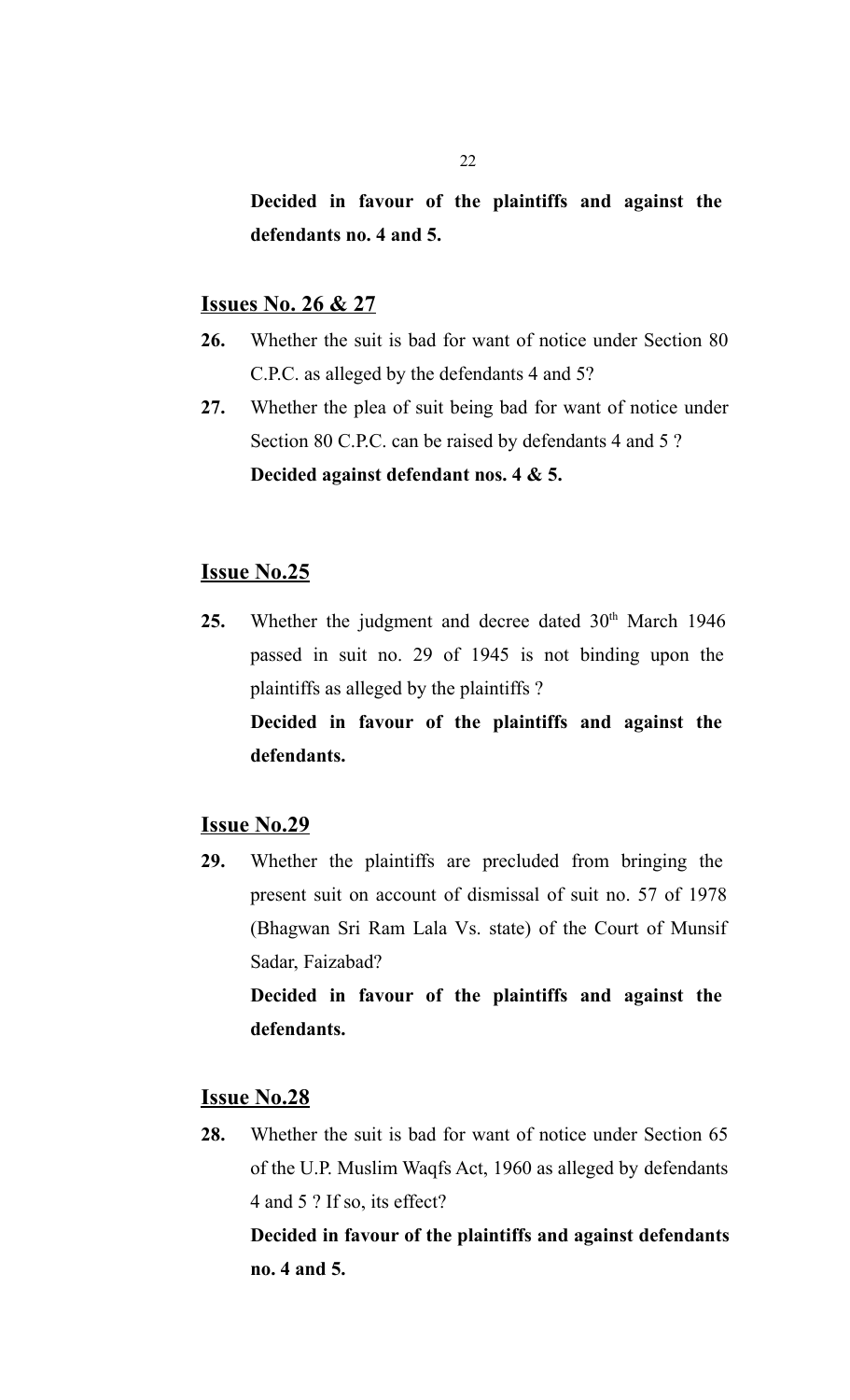**Decided in favour of the plaintiffs and against the defendants no. 4 and 5.**

## Issues No. 26 & 27

**26.** Whether the suit is bad for want of notice under Section 80 C.P.C. as alleged by the defendants 4 and 5?

**27.** Whether the plea of suit being bad for want of notice under Section 80 C.P.C. can be raised by defendants 4 and 5 ?

**Decided against defendant nos. 4 & 5.**

## Issue No.25

**25.** Whether the judgment and decree dated 30th March 1946 passed in suit no. 29 of 1945 is not binding upon the plaintiffs as alleged by the plaintiffs ?

**Decided in favour of the plaintiffs and against the defendants.**

## Issue No.29

**29.** Whether the plaintiffs are precluded from bringing the present suit on account of dismissal of suit no. 57 of 1978 (Bhagwan Sri Ram Lala Vs. state) of the Court of Munsif Sadar, Faizabad?

**Decided in favour of the plaintiffs and against the defendants.**

## Issue No.28

**28.** Whether the suit is bad for want of notice under Section 65 of the U.P. Muslim Waqfs Act, 1960 as alleged by defendants 4 and 5 ? If so, its effect?

**Decided in favour of the plaintiffs and against defendants no. 4 and 5.**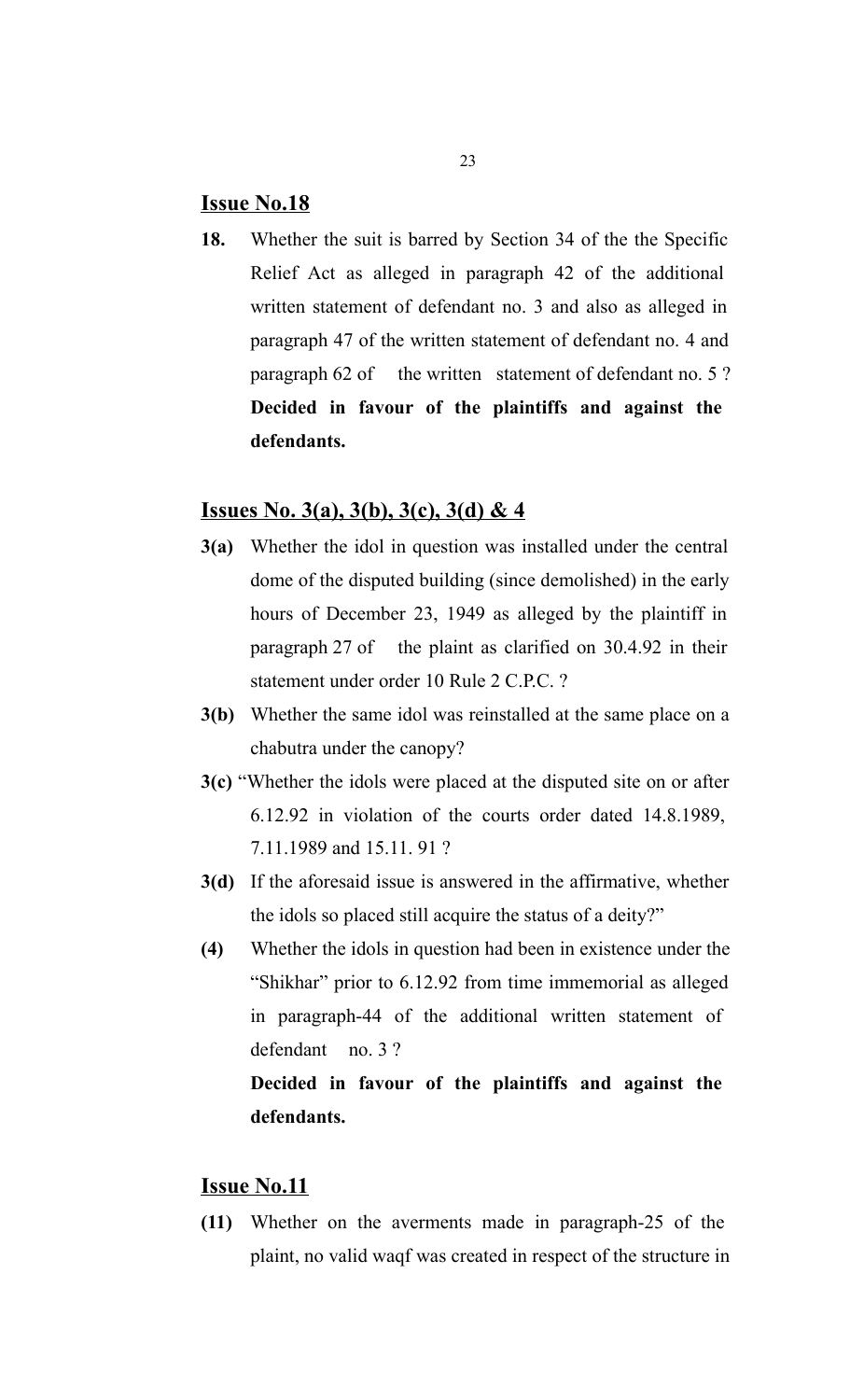**<u>Issue No.18</u>**

**18.** Whether the suit is barred by Section 34 of the the Specific Relief Act as alleged in paragraph 42 of the additional written statement of defendant no. 3 and also as alleged in paragraph 47 of the written statement of defendant no. 4 and paragraph 62 of the written statement of defendant no. 5 ?

**Decided in favour of the plaintiffs and against the defendants.**

**<u>Issues No. 3(a), 3(b), 3(c), 3(d) & 4</u>**

**3(a)** Whether the idol in question was installed under the central dome of the disputed building (since demolished) in the early hours of December 23, 1949 as alleged by the plaintiff in paragraph 27 of the plaint as clarified on 30.4.92 in their statement under order 10 Rule 2 C.P.C. ?

**3(b)** Whether the same idol was reinstalled at the same place on a chabutra under the canopy?

**3(c)** "Whether the idols were placed at the disputed site on or after 6.12.92 in violation of the courts order dated 14.8.1989, 7.11.1989 and 15.11. 91 ?

**3(d)** If the aforesaid issue is answered in the affirmative, whether the idols so placed still acquire the status of a deity?"

**(4)** Whether the idols in question had been in existence under the "Shikhar" prior to 6.12.92 from time immemorial as alleged in paragraph-44 of the additional written statement of defendant no. 3 ?

**Decided in favour of the plaintiffs and against the defendants.**

**<u>Issue No.11</u>**

**(11)** Whether on the averments made in paragraph-25 of the plaint, no valid waqf was created in respect of the structure in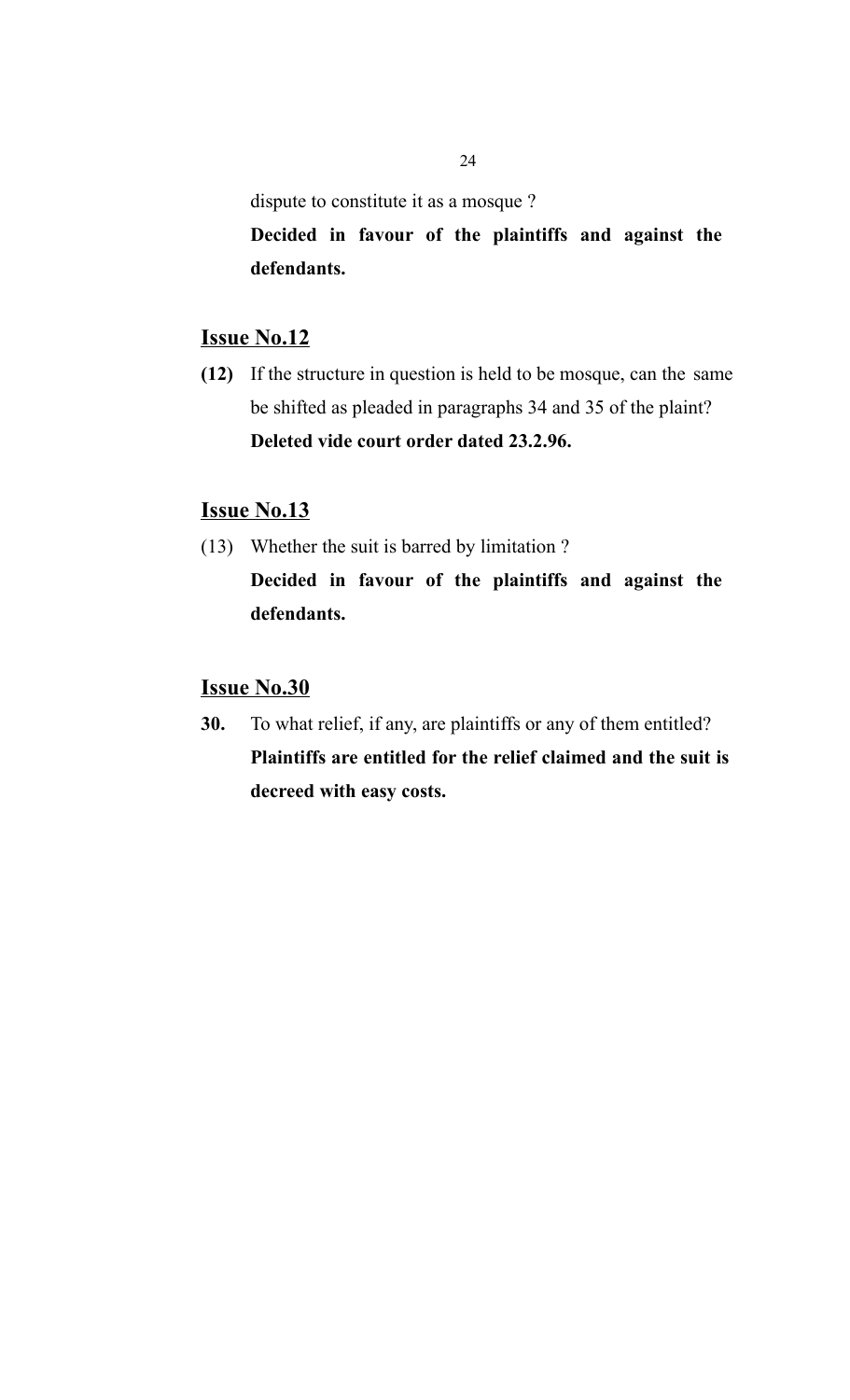dispute to constitute it as a mosque ?

**Decided in favour of the plaintiffs and against the defendants.**

## Issue No.12

**(12)** If the structure in question is held to be mosque, can the same be shifted as pleaded in paragraphs 34 and 35 of the plaint?

**Deleted vide court order dated 23.2.96.**

## Issue No.13

(13) Whether the suit is barred by limitation ?

**Decided in favour of the plaintiffs and against the defendants.**

## Issue No.30

**30.** To what relief, if any, are plaintiffs or any of them entitled?

**Plaintiffs are entitled for the relief claimed and the suit is decreed with easy costs.**